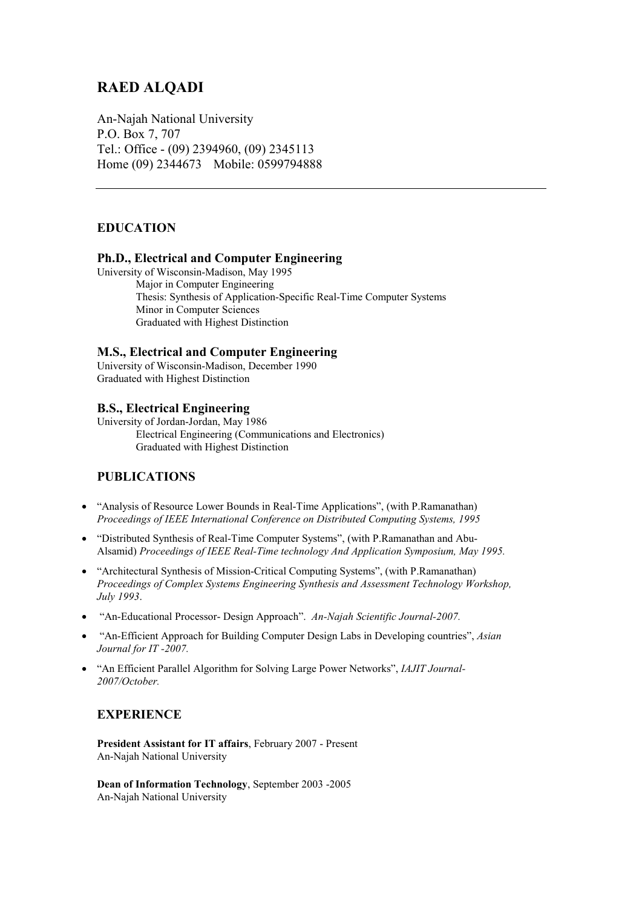# RAED ALQADI

An-Najah National University
P.O. Box 7, 707
Tel.: Office - (09) 2394960, (09) 2345113
Home (09) 2344673 Mobile: 0599794888

---

## EDUCATION

### Ph.D., Electrical and Computer Engineering

University of Wisconsin-Madison, May 1995
Major in Computer Engineering
Thesis: Synthesis of Application-Specific Real-Time Computer Systems
Minor in Computer Sciences
Graduated with Highest Distinction

### M.S., Electrical and Computer Engineering

University of Wisconsin-Madison, December 1990
Graduated with Highest Distinction

### B.S., Electrical Engineering

University of Jordan-Jordan, May 1986
Electrical Engineering (Communications and Electronics)
Graduated with Highest Distinction

## PUBLICATIONS

- "Analysis of Resource Lower Bounds in Real-Time Applications", (with P.Ramanathan) *Proceedings of IEEE International Conference on Distributed Computing Systems, 1995*
- "Distributed Synthesis of Real-Time Computer Systems", (with P.Ramanathan and Abu-Alsamid) *Proceedings of IEEE Real-Time technology And Application Symposium, May 1995.*
- "Architectural Synthesis of Mission-Critical Computing Systems", (with P.Ramanathan) *Proceedings of Complex Systems Engineering Synthesis and Assessment Technology Workshop, July 1993*.
- "An-Educational Processor- Design Approach". *An-Najah Scientific Journal-2007.*
- "An-Efficient Approach for Building Computer Design Labs in Developing countries", *Asian Journal for IT -2007.*
- "An Efficient Parallel Algorithm for Solving Large Power Networks", *IAJIT Journal-2007/October.*

## EXPERIENCE

**President Assistant for IT affairs**, February 2007 - Present
An-Najah National University

**Dean of Information Technology**, September 2003 -2005
An-Najah National University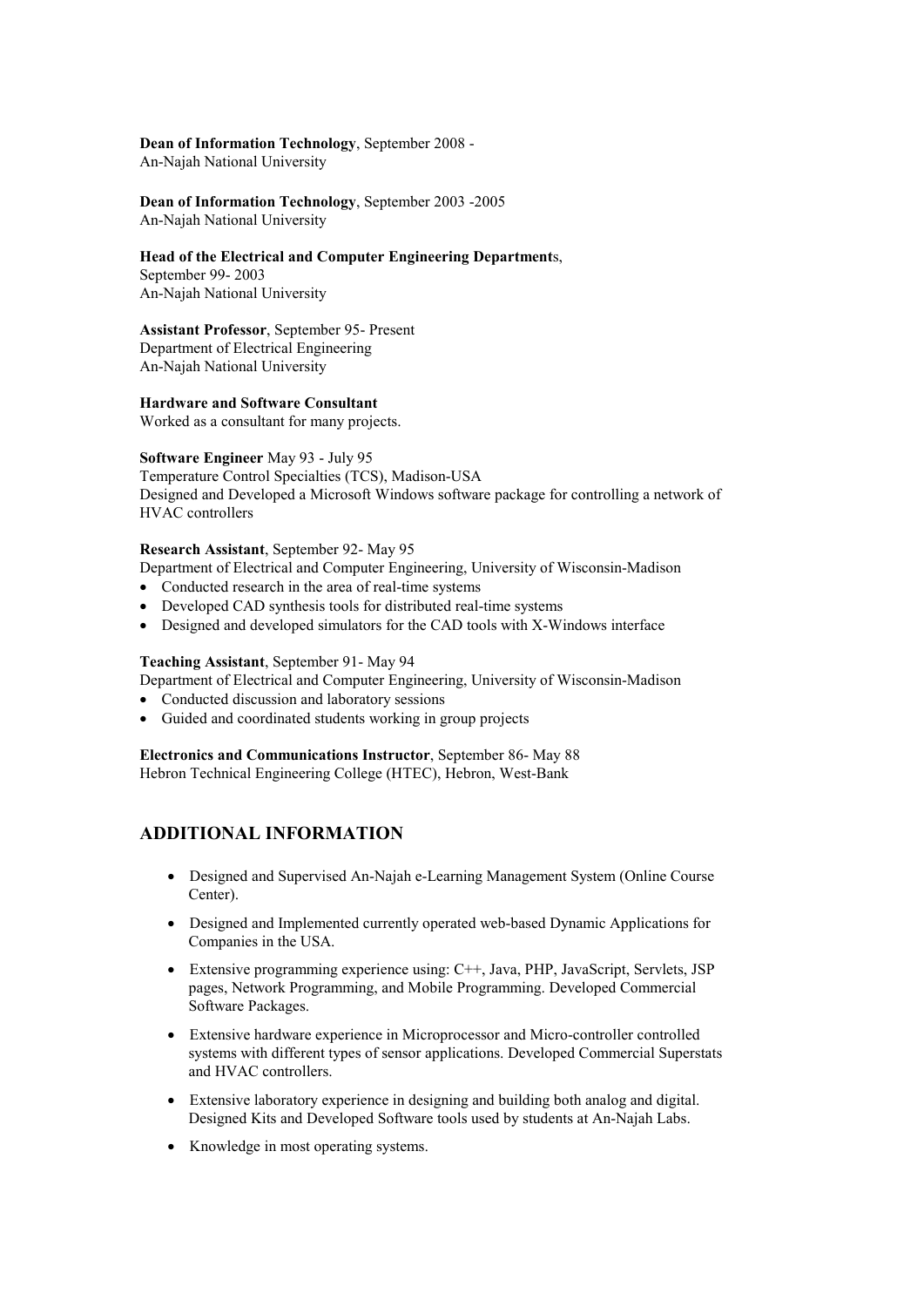**Dean of Information Technology**, September 2008 -
An-Najah National University

**Dean of Information Technology**, September 2003 -2005
An-Najah National University

**Head of the Electrical and Computer Engineering Department**s,
September 99- 2003
An-Najah National University

**Assistant Professor**, September 95- Present
Department of Electrical Engineering
An-Najah National University

**Hardware and Software Consultant**
Worked as a consultant for many projects.

**Software Engineer** May 93 - July 95
Temperature Control Specialties (TCS), Madison-USA
Designed and Developed a Microsoft Windows software package for controlling a network of HVAC controllers

**Research Assistant**, September 92- May 95
Department of Electrical and Computer Engineering, University of Wisconsin-Madison

- Conducted research in the area of real-time systems
- Developed CAD synthesis tools for distributed real-time systems
- Designed and developed simulators for the CAD tools with X-Windows interface

**Teaching Assistant**, September 91- May 94
Department of Electrical and Computer Engineering, University of Wisconsin-Madison

- Conducted discussion and laboratory sessions
- Guided and coordinated students working in group projects

**Electronics and Communications Instructor**, September 86- May 88
Hebron Technical Engineering College (HTEC), Hebron, West-Bank

## ADDITIONAL INFORMATION

- Designed and Supervised An-Najah e-Learning Management System (Online Course Center).
- Designed and Implemented currently operated web-based Dynamic Applications for Companies in the USA.
- Extensive programming experience using: C++, Java, PHP, JavaScript, Servlets, JSP pages, Network Programming, and Mobile Programming. Developed Commercial Software Packages.
- Extensive hardware experience in Microprocessor and Micro-controller controlled systems with different types of sensor applications. Developed Commercial Superstats and HVAC controllers.
- Extensive laboratory experience in designing and building both analog and digital. Designed Kits and Developed Software tools used by students at An-Najah Labs.
- Knowledge in most operating systems.